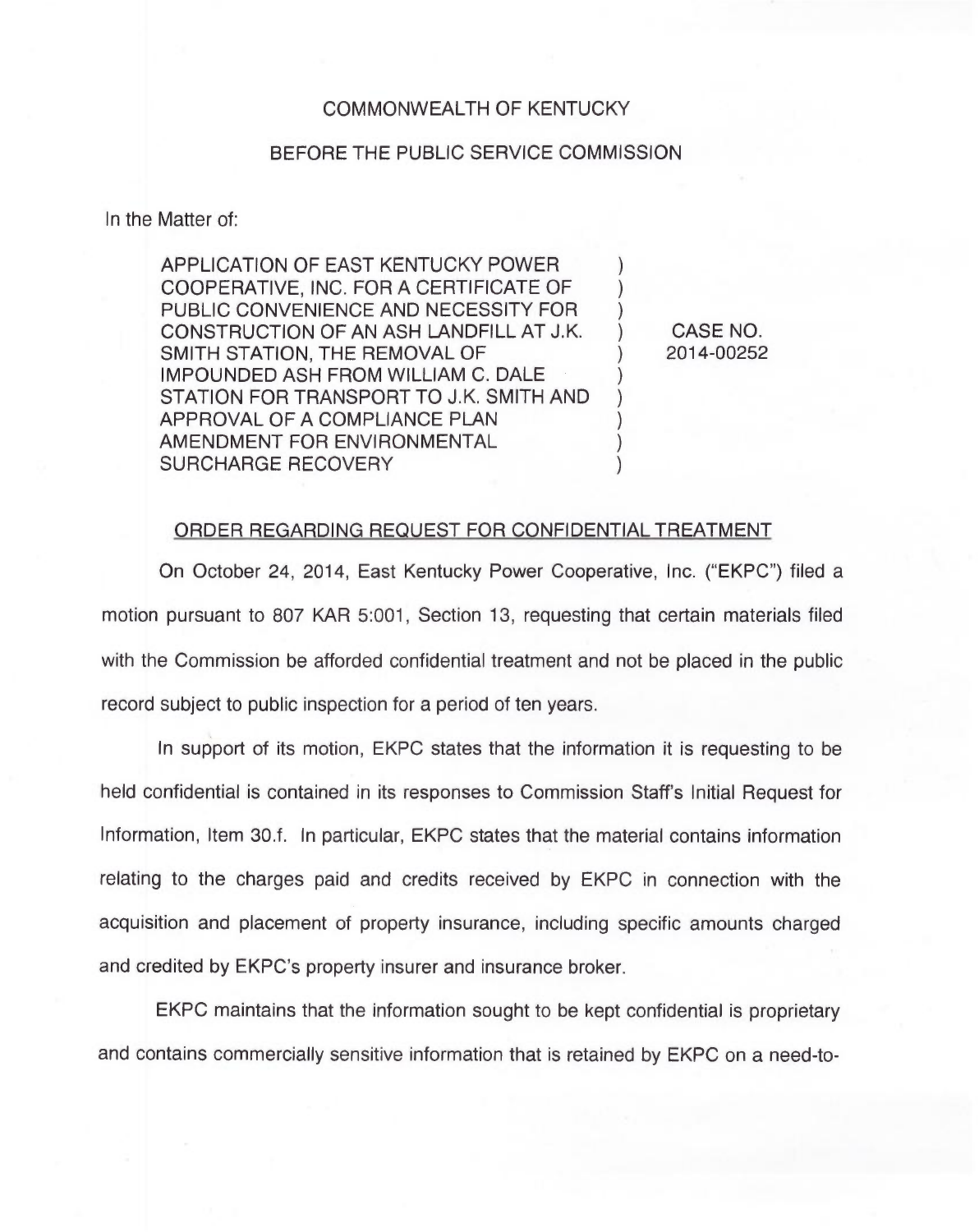COMMONWEALTH OF KENTUCKY

BEFORE THE PUBLIC SERVICE COMMISSION

In the Matter of:

| | | |
|---|---|---|
| APPLICATION OF EAST KENTUCKY POWER COOPERATIVE, INC. FOR A CERTIFICATE OF PUBLIC CONVENIENCE AND NECESSITY FOR CONSTRUCTION OF AN ASH LANDFILL AT J.K. SMITH STATION, THE REMOVAL OF IMPOUNDED ASH FROM WILLIAM C. DALE STATION FOR TRANSPORT TO J.K. SMITH AND APPROVAL OF A COMPLIANCE PLAN AMENDMENT FOR ENVIRONMENTAL SURCHARGE RECOVERY | ) ) ) ) ) ) ) ) ) ) | CASE NO. 2014-00252 |

ORDER REGARDING REQUEST FOR CONFIDENTIAL TREATMENT

On October 24, 2014, East Kentucky Power Cooperative, Inc. ("EKPC") filed a motion pursuant to 807 KAR 5:001, Section 13, requesting that certain materials filed with the Commission be afforded confidential treatment and not be placed in the public record subject to public inspection for a period of ten years.

In support of its motion, EKPC states that the information it is requesting to be held confidential is contained in its responses to Commission Staff's Initial Request for Information, Item 30.f. In particular, EKPC states that the material contains information relating to the charges paid and credits received by EKPC in connection with the acquisition and placement of property insurance, including specific amounts charged and credited by EKPC's property insurer and insurance broker.

EKPC maintains that the information sought to be kept confidential is proprietary and contains commercially sensitive information that is retained by EKPC on a need-to-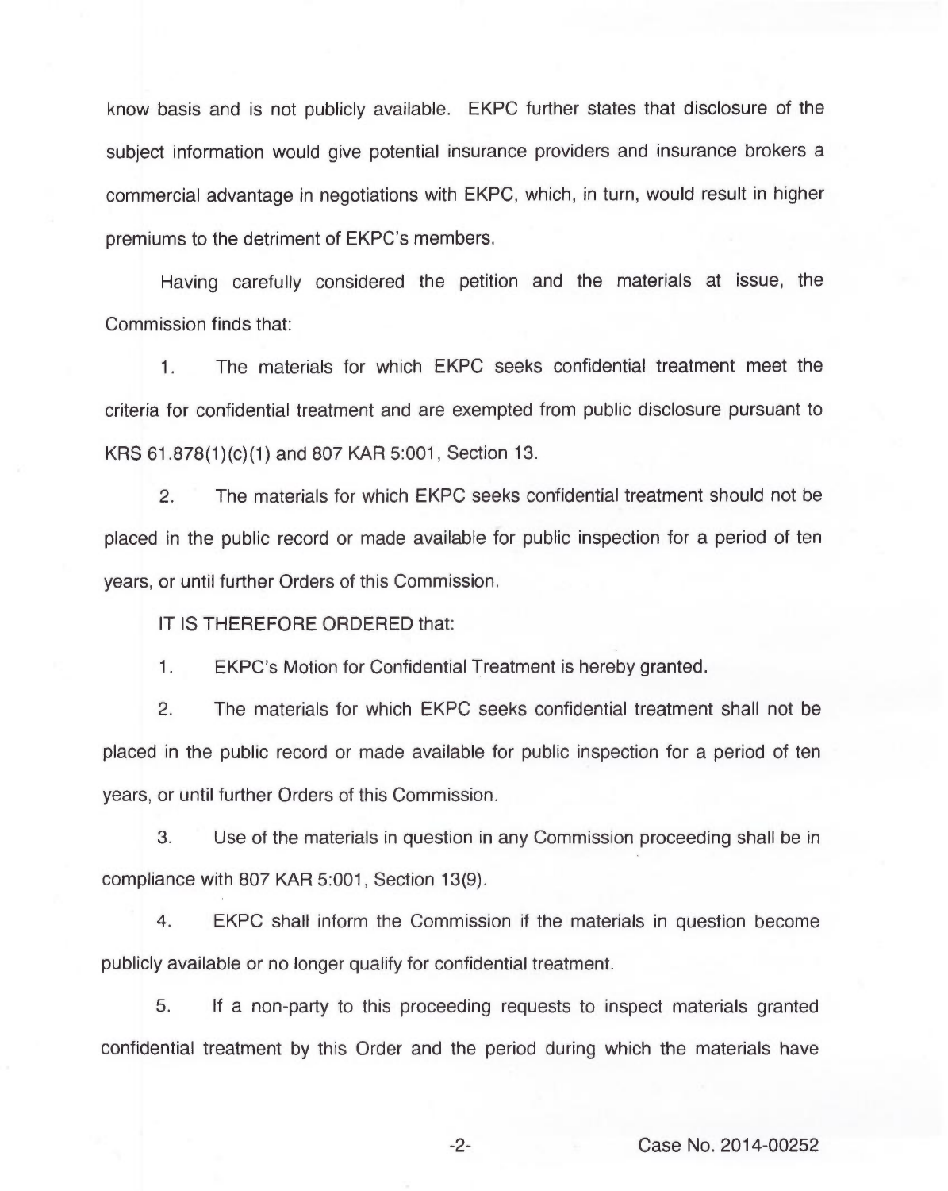know basis and is not publicly available. EKPC further states that disclosure of the subject information would give potential insurance providers and insurance brokers a commercial advantage in negotiations with EKPC, which, in turn, would result in higher premiums to the detriment of EKPC's members.

Having carefully considered the petition and the materials at issue, the Commission finds that:

1. The materials for which EKPC seeks confidential treatment meet the criteria for confidential treatment and are exempted from public disclosure pursuant to KRS 61.878(1)(c)(1) and 807 KAR 5:001, Section 13.

2. The materials for which EKPC seeks confidential treatment should not be placed in the public record or made available for public inspection for a period of ten years, or until further Orders of this Commission.

IT IS THEREFORE ORDERED that:

1. EKPC's Motion for Confidential Treatment is hereby granted.

2. The materials for which EKPC seeks confidential treatment shall not be placed in the public record or made available for public inspection for a period of ten years, or until further Orders of this Commission.

3. Use of the materials in question in any Commission proceeding shall be in compliance with 807 KAR 5:001, Section 13(9).

4. EKPC shall inform the Commission if the materials in question become publicly available or no longer qualify for confidential treatment.

5. If a non-party to this proceeding requests to inspect materials granted confidential treatment by this Order and the period during which the materials have

Case No. 2014-00252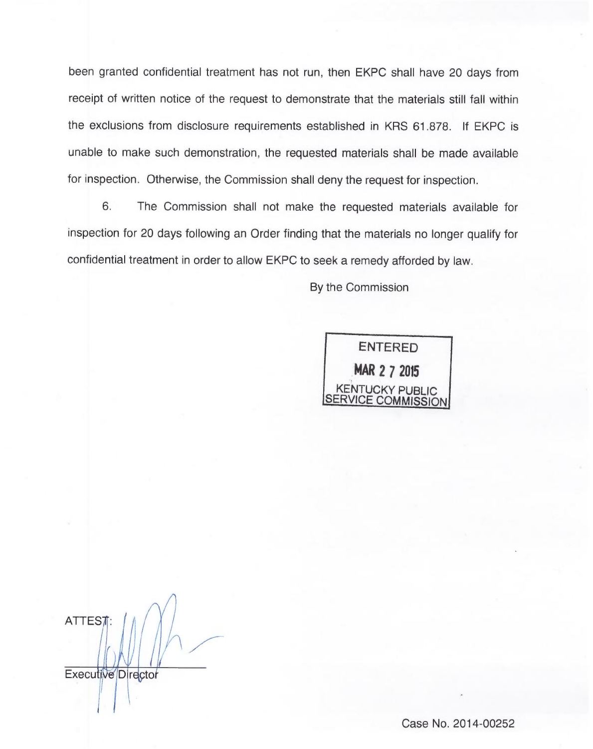been granted confidential treatment has not run, then EKPC shall have 20 days from receipt of written notice of the request to demonstrate that the materials still fall within the exclusions from disclosure requirements established in KRS 61.878. If EKPC is unable to make such demonstration, the requested materials shall be made available for inspection. Otherwise, the Commission shall deny the request for inspection.

6. The Commission shall not make the requested materials available for inspection for 20 days following an Order finding that the materials no longer qualify for confidential treatment in order to allow EKPC to seek a remedy afforded by law.

By the Commission

ENTERED
MAR 27 2015
KENTUCKY PUBLIC SERVICE COMMISSION

ATTEST:

Executive Director

Case No. 2014-00252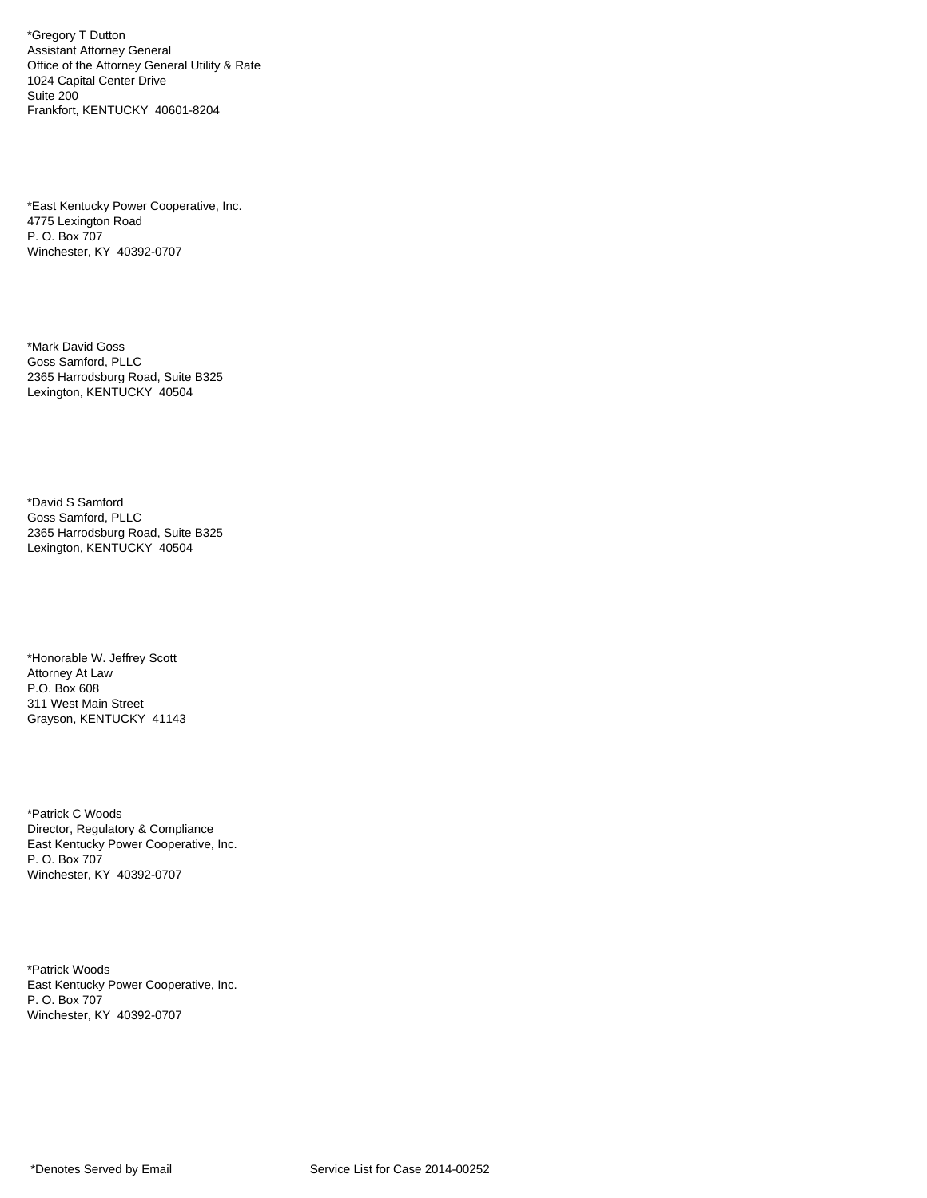*Gregory T Dutton
Assistant Attorney General
Office of the Attorney General Utility & Rate
1024 Capital Center Drive
Suite 200
Frankfort, KENTUCKY 40601-8204

*East Kentucky Power Cooperative, Inc.
4775 Lexington Road
P. O. Box 707
Winchester, KY 40392-0707

*Mark David Goss
Goss Samford, PLLC
2365 Harrodsburg Road, Suite B325
Lexington, KENTUCKY 40504

*David S Samford
Goss Samford, PLLC
2365 Harrodsburg Road, Suite B325
Lexington, KENTUCKY 40504

*Honorable W. Jeffrey Scott
Attorney At Law
P.O. Box 608
311 West Main Street
Grayson, KENTUCKY 41143

*Patrick C Woods
Director, Regulatory & Compliance
East Kentucky Power Cooperative, Inc.
P. O. Box 707
Winchester, KY 40392-0707

*Patrick Woods
East Kentucky Power Cooperative, Inc.
P. O. Box 707
Winchester, KY 40392-0707

*Denotes Served by Email

Service List for Case 2014-00252